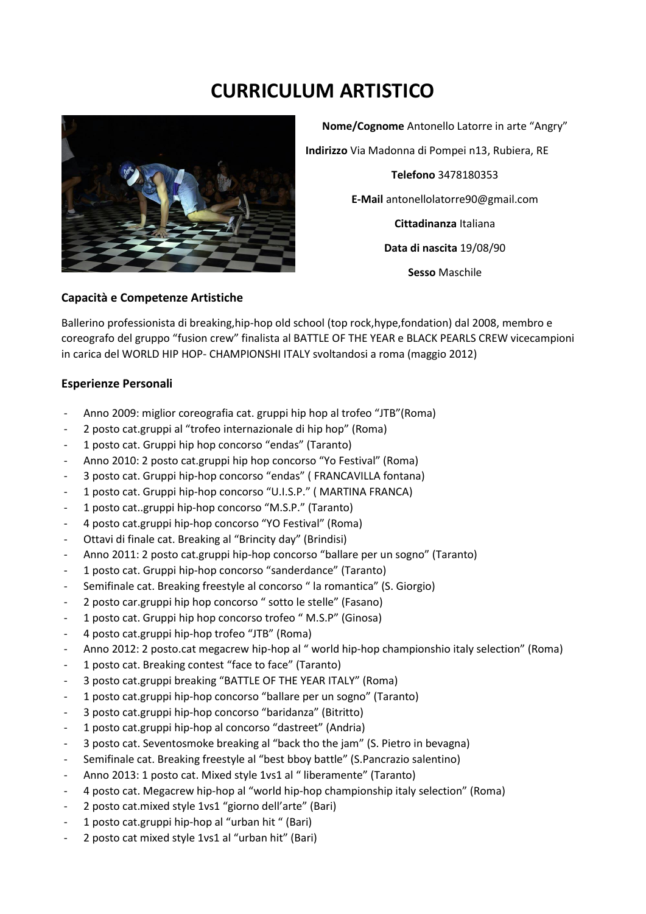# CURRICULUM ARTISTICO

**Nome/Cognome** Antonello Latorre in arte "Angry"

**Indirizzo** Via Madonna di Pompei n13, Rubiera, RE

**Telefono** 3478180353

**E-Mail** antonellolatorre90@gmail.com

**Cittadinanza** Italiana

**Data di nascita** 19/08/90

**Sesso** Maschile

## Capacità e Competenze Artistiche

Ballerino professionista di breaking,hip-hop old school (top rock,hype,fondation) dal 2008, membro e coreografo del gruppo "fusion crew" finalista al BATTLE OF THE YEAR e BLACK PEARLS CREW vicecampioni in carica del WORLD HIP HOP- CHAMPIONSHI ITALY svoltandosi a roma (maggio 2012)

## Esperienze Personali

- Anno 2009: miglior coreografia cat. gruppi hip hop al trofeo "JTB"(Roma)
- 2 posto cat.gruppi al "trofeo internazionale di hip hop" (Roma)
- 1 posto cat. Gruppi hip hop concorso "endas" (Taranto)
- Anno 2010: 2 posto cat.gruppi hip hop concorso "Yo Festival" (Roma)
- 3 posto cat. Gruppi hip-hop concorso "endas" ( FRANCAVILLA fontana)
- 1 posto cat. Gruppi hip-hop concorso "U.I.S.P." ( MARTINA FRANCA)
- 1 posto cat..gruppi hip-hop concorso "M.S.P." (Taranto)
- 4 posto cat.gruppi hip-hop concorso "YO Festival" (Roma)
- Ottavi di finale cat. Breaking al "Brincity day" (Brindisi)
- Anno 2011: 2 posto cat.gruppi hip-hop concorso "ballare per un sogno" (Taranto)
- 1 posto cat. Gruppi hip-hop concorso "sanderdance" (Taranto)
- Semifinale cat. Breaking freestyle al concorso " la romantica" (S. Giorgio)
- 2 posto car.gruppi hip hop concorso " sotto le stelle" (Fasano)
- 1 posto cat. Gruppi hip hop concorso trofeo " M.S.P" (Ginosa)
- 4 posto cat.gruppi hip-hop trofeo "JTB" (Roma)
- Anno 2012: 2 posto.cat megacrew hip-hop al " world hip-hop championshio italy selection" (Roma)
- 1 posto cat. Breaking contest "face to face" (Taranto)
- 3 posto cat.gruppi breaking "BATTLE OF THE YEAR ITALY" (Roma)
- 1 posto cat.gruppi hip-hop concorso "ballare per un sogno" (Taranto)
- 3 posto cat.gruppi hip-hop concorso "baridanza" (Bitritto)
- 1 posto cat.gruppi hip-hop al concorso "dastreet" (Andria)
- 3 posto cat. Seventosmoke breaking al "back tho the jam" (S. Pietro in bevagna)
- Semifinale cat. Breaking freestyle al "best bboy battle" (S.Pancrazio salentino)
- Anno 2013: 1 posto cat. Mixed style 1vs1 al " liberamente" (Taranto)
- 4 posto cat. Megacrew hip-hop al "world hip-hop championship italy selection" (Roma)
- 2 posto cat.mixed style 1vs1 "giorno dell'arte" (Bari)
- 1 posto cat.gruppi hip-hop al "urban hit " (Bari)
- 2 posto cat mixed style 1vs1 al "urban hit" (Bari)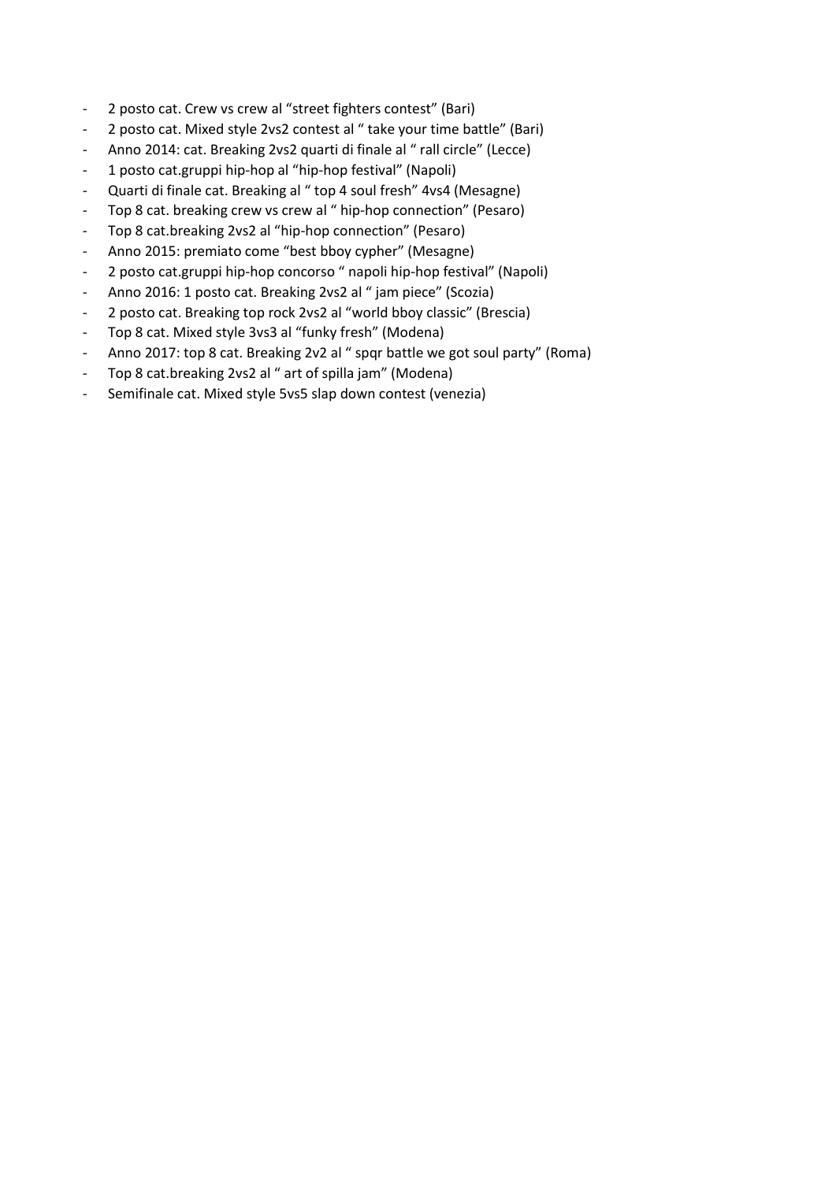- 2 posto cat. Crew vs crew al “street fighters contest” (Bari)
- 2 posto cat. Mixed style 2vs2 contest al “ take your time battle” (Bari)
- Anno 2014: cat. Breaking 2vs2 quarti di finale al “ rall circle” (Lecce)
- 1 posto cat.gruppi hip-hop al “hip-hop festival” (Napoli)
- Quarti di finale cat. Breaking al “ top 4 soul fresh” 4vs4 (Mesagne)
- Top 8 cat. breaking crew vs crew al “ hip-hop connection” (Pesaro)
- Top 8 cat.breaking 2vs2 al “hip-hop connection” (Pesaro)
- Anno 2015: premiato come “best bboy cypher” (Mesagne)
- 2 posto cat.gruppi hip-hop concorso “ napoli hip-hop festival” (Napoli)
- Anno 2016: 1 posto cat. Breaking 2vs2 al “ jam piece” (Scozia)
- 2 posto cat. Breaking top rock 2vs2 al “world bboy classic” (Brescia)
- Top 8 cat. Mixed style 3vs3 al “funky fresh” (Modena)
- Anno 2017: top 8 cat. Breaking 2v2 al “ spqr battle we got soul party” (Roma)
- Top 8 cat.breaking 2vs2 al “ art of spilla jam” (Modena)
- Semifinale cat. Mixed style 5vs5 slap down contest (venezia)